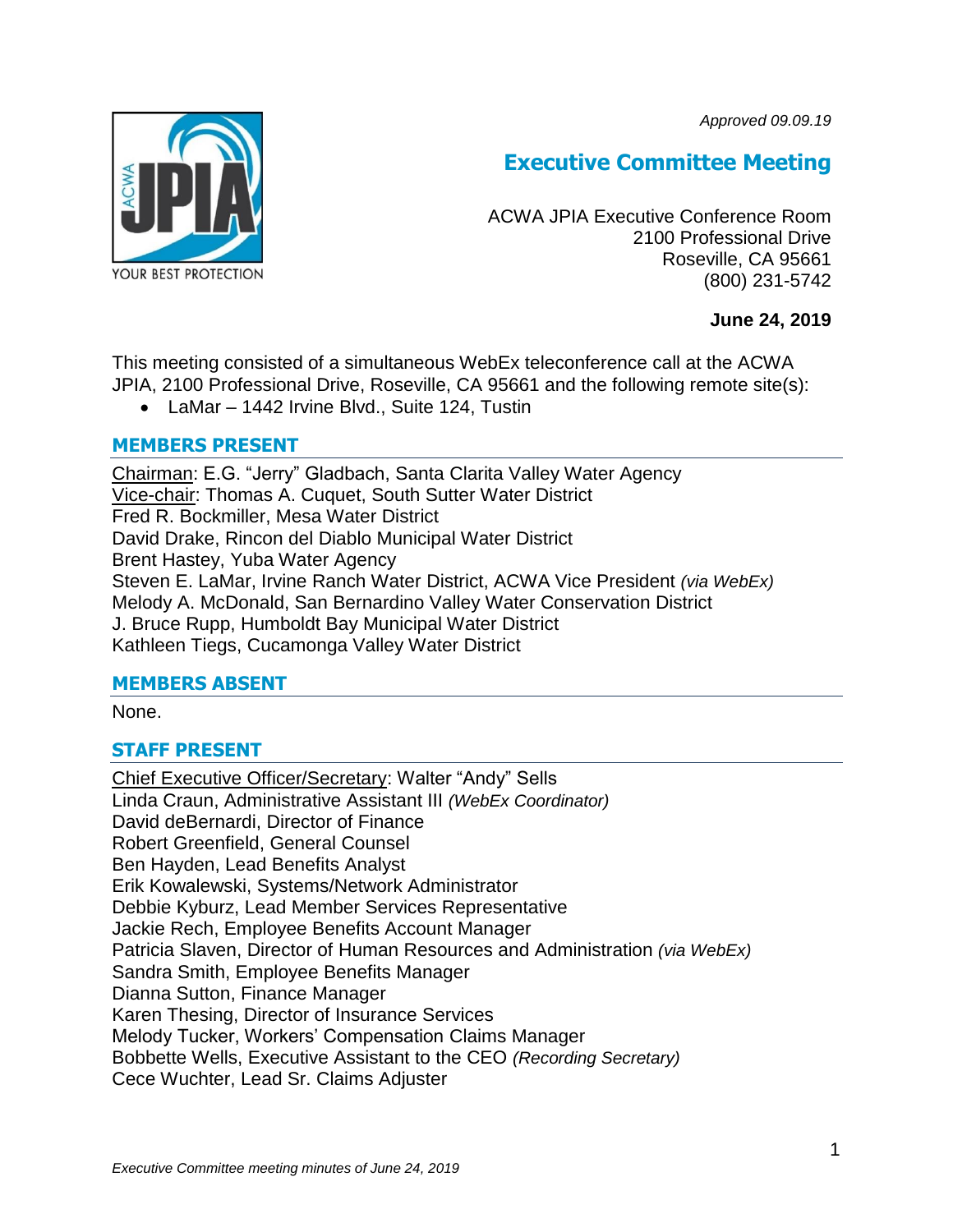*Approved 09.09.19*

# Executive Committee Meeting

ACWA JPIA Executive Conference Room
2100 Professional Drive
Roseville, CA 95661
(800) 231-5742

**June 24, 2019**

This meeting consisted of a simultaneous WebEx teleconference call at the ACWA JPIA, 2100 Professional Drive, Roseville, CA 95661 and the following remote site(s):

- LaMar – 1442 Irvine Blvd., Suite 124, Tustin

## MEMBERS PRESENT

Chairman: E.G. "Jerry" Gladbach, Santa Clarita Valley Water Agency
Vice-chair: Thomas A. Cuquet, South Sutter Water District
Fred R. Bockmiller, Mesa Water District
David Drake, Rincon del Diablo Municipal Water District
Brent Hastey, Yuba Water Agency
Steven E. LaMar, Irvine Ranch Water District, ACWA Vice President *(via WebEx)*
Melody A. McDonald, San Bernardino Valley Water Conservation District
J. Bruce Rupp, Humboldt Bay Municipal Water District
Kathleen Tiegs, Cucamonga Valley Water District

## MEMBERS ABSENT

None.

## STAFF PRESENT

Chief Executive Officer/Secretary: Walter "Andy" Sells
Linda Craun, Administrative Assistant III *(WebEx Coordinator)*
David deBernardi, Director of Finance
Robert Greenfield, General Counsel
Ben Hayden, Lead Benefits Analyst
Erik Kowalewski, Systems/Network Administrator
Debbie Kyburz, Lead Member Services Representative
Jackie Rech, Employee Benefits Account Manager
Patricia Slaven, Director of Human Resources and Administration *(via WebEx)*
Sandra Smith, Employee Benefits Manager
Dianna Sutton, Finance Manager
Karen Thesing, Director of Insurance Services
Melody Tucker, Workers' Compensation Claims Manager
Bobbette Wells, Executive Assistant to the CEO *(Recording Secretary)*
Cece Wuchter, Lead Sr. Claims Adjuster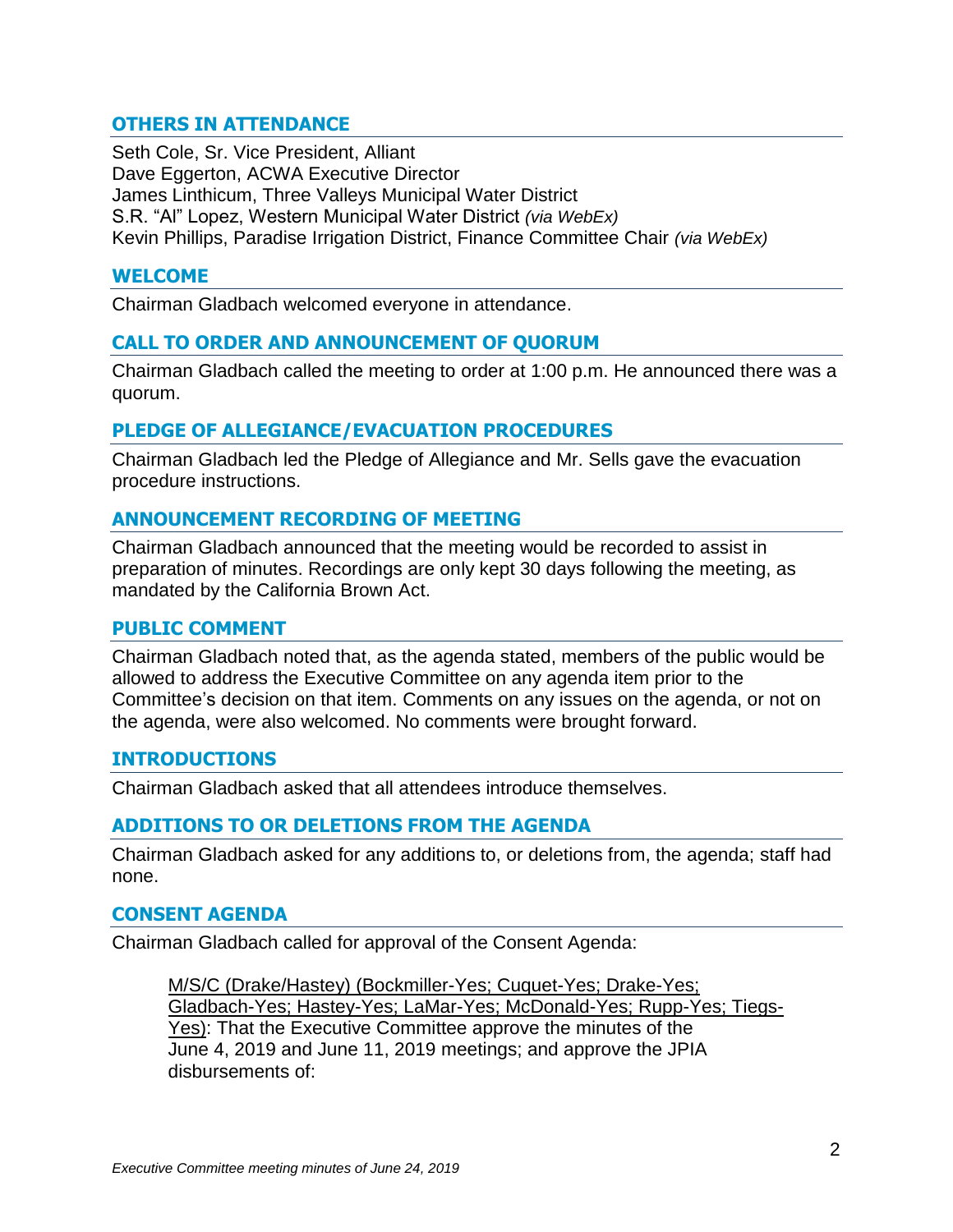## OTHERS IN ATTENDANCE

Seth Cole, Sr. Vice President, Alliant
Dave Eggerton, ACWA Executive Director
James Linthicum, Three Valleys Municipal Water District
S.R. "Al" Lopez, Western Municipal Water District *(via WebEx)*
Kevin Phillips, Paradise Irrigation District, Finance Committee Chair *(via WebEx)*

## WELCOME

Chairman Gladbach welcomed everyone in attendance.

## CALL TO ORDER AND ANNOUNCEMENT OF QUORUM

Chairman Gladbach called the meeting to order at 1:00 p.m. He announced there was a quorum.

## PLEDGE OF ALLEGIANCE/EVACUATION PROCEDURES

Chairman Gladbach led the Pledge of Allegiance and Mr. Sells gave the evacuation procedure instructions.

## ANNOUNCEMENT RECORDING OF MEETING

Chairman Gladbach announced that the meeting would be recorded to assist in preparation of minutes. Recordings are only kept 30 days following the meeting, as mandated by the California Brown Act.

## PUBLIC COMMENT

Chairman Gladbach noted that, as the agenda stated, members of the public would be allowed to address the Executive Committee on any agenda item prior to the Committee's decision on that item. Comments on any issues on the agenda, or not on the agenda, were also welcomed. No comments were brought forward.

## INTRODUCTIONS

Chairman Gladbach asked that all attendees introduce themselves.

## ADDITIONS TO OR DELETIONS FROM THE AGENDA

Chairman Gladbach asked for any additions to, or deletions from, the agenda; staff had none.

## CONSENT AGENDA

Chairman Gladbach called for approval of the Consent Agenda:

> M/S/C (Drake/Hastey) (Bockmiller-Yes; Cuquet-Yes; Drake-Yes; Gladbach-Yes; Hastey-Yes; LaMar-Yes; McDonald-Yes; Rupp-Yes; Tiegs-Yes): That the Executive Committee approve the minutes of the June 4, 2019 and June 11, 2019 meetings; and approve the JPIA disbursements of: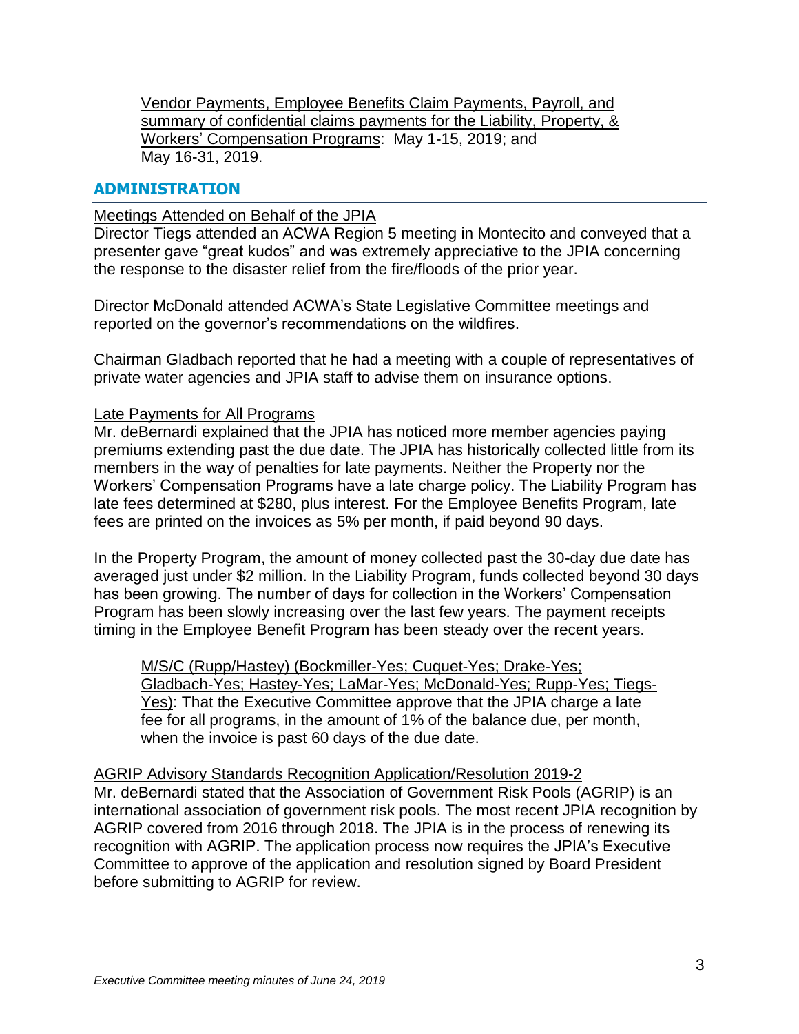Vendor Payments, Employee Benefits Claim Payments, Payroll, and summary of confidential claims payments for the Liability, Property, & Workers' Compensation Programs: May 1-15, 2019; and May 16-31, 2019.

## ADMINISTRATION

Meetings Attended on Behalf of the JPIA

Director Tiegs attended an ACWA Region 5 meeting in Montecito and conveyed that a presenter gave "great kudos" and was extremely appreciative to the JPIA concerning the response to the disaster relief from the fire/floods of the prior year.

Director McDonald attended ACWA's State Legislative Committee meetings and reported on the governor's recommendations on the wildfires.

Chairman Gladbach reported that he had a meeting with a couple of representatives of private water agencies and JPIA staff to advise them on insurance options.

Late Payments for All Programs

Mr. deBernardi explained that the JPIA has noticed more member agencies paying premiums extending past the due date. The JPIA has historically collected little from its members in the way of penalties for late payments. Neither the Property nor the Workers' Compensation Programs have a late charge policy. The Liability Program has late fees determined at $280, plus interest. For the Employee Benefits Program, late fees are printed on the invoices as 5% per month, if paid beyond 90 days.

In the Property Program, the amount of money collected past the 30-day due date has averaged just under $2 million. In the Liability Program, funds collected beyond 30 days has been growing. The number of days for collection in the Workers' Compensation Program has been slowly increasing over the last few years. The payment receipts timing in the Employee Benefit Program has been steady over the recent years.

> M/S/C (Rupp/Hastey) (Bockmiller-Yes; Cuquet-Yes; Drake-Yes; Gladbach-Yes; Hastey-Yes; LaMar-Yes; McDonald-Yes; Rupp-Yes; Tiegs-Yes): That the Executive Committee approve that the JPIA charge a late fee for all programs, in the amount of 1% of the balance due, per month, when the invoice is past 60 days of the due date.

AGRIP Advisory Standards Recognition Application/Resolution 2019-2

Mr. deBernardi stated that the Association of Government Risk Pools (AGRIP) is an international association of government risk pools. The most recent JPIA recognition by AGRIP covered from 2016 through 2018. The JPIA is in the process of renewing its recognition with AGRIP. The application process now requires the JPIA's Executive Committee to approve of the application and resolution signed by Board President before submitting to AGRIP for review.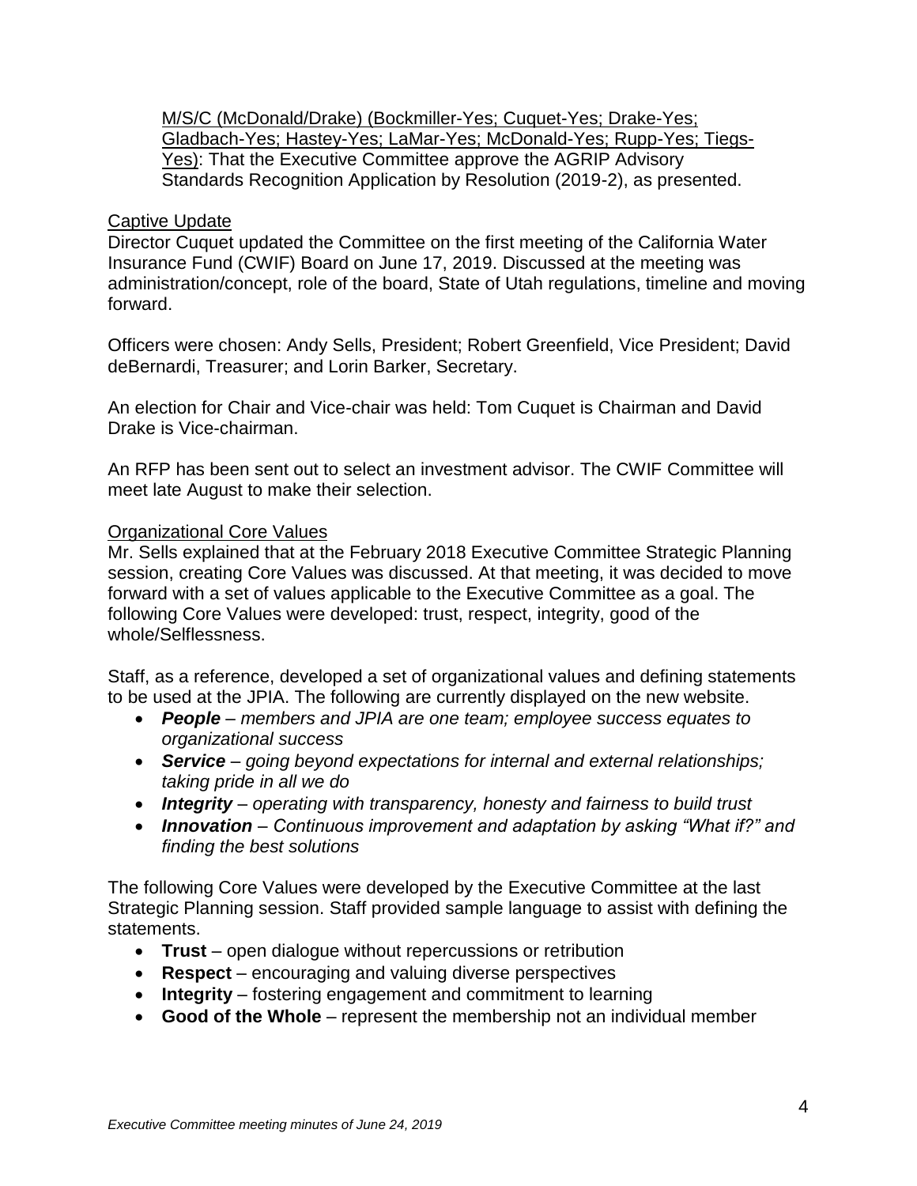M/S/C (McDonald/Drake) (Bockmiller-Yes; Cuquet-Yes; Drake-Yes; Gladbach-Yes; Hastey-Yes; LaMar-Yes; McDonald-Yes; Rupp-Yes; Tiegs-Yes): That the Executive Committee approve the AGRIP Advisory Standards Recognition Application by Resolution (2019-2), as presented.

Captive Update

Director Cuquet updated the Committee on the first meeting of the California Water Insurance Fund (CWIF) Board on June 17, 2019. Discussed at the meeting was administration/concept, role of the board, State of Utah regulations, timeline and moving forward.

Officers were chosen: Andy Sells, President; Robert Greenfield, Vice President; David deBernardi, Treasurer; and Lorin Barker, Secretary.

An election for Chair and Vice-chair was held: Tom Cuquet is Chairman and David Drake is Vice-chairman.

An RFP has been sent out to select an investment advisor. The CWIF Committee will meet late August to make their selection.

Organizational Core Values

Mr. Sells explained that at the February 2018 Executive Committee Strategic Planning session, creating Core Values was discussed. At that meeting, it was decided to move forward with a set of values applicable to the Executive Committee as a goal. The following Core Values were developed: trust, respect, integrity, good of the whole/Selflessness.

Staff, as a reference, developed a set of organizational values and defining statements to be used at the JPIA. The following are currently displayed on the new website.

- ***People*** *– members and JPIA are one team; employee success equates to organizational success*
- ***Service*** *– going beyond expectations for internal and external relationships; taking pride in all we do*
- ***Integrity*** *– operating with transparency, honesty and fairness to build trust*
- ***Innovation*** *– Continuous improvement and adaptation by asking "What if?" and finding the best solutions*

The following Core Values were developed by the Executive Committee at the last Strategic Planning session. Staff provided sample language to assist with defining the statements.

- **Trust** – open dialogue without repercussions or retribution
- **Respect** – encouraging and valuing diverse perspectives
- **Integrity** – fostering engagement and commitment to learning
- **Good of the Whole** – represent the membership not an individual member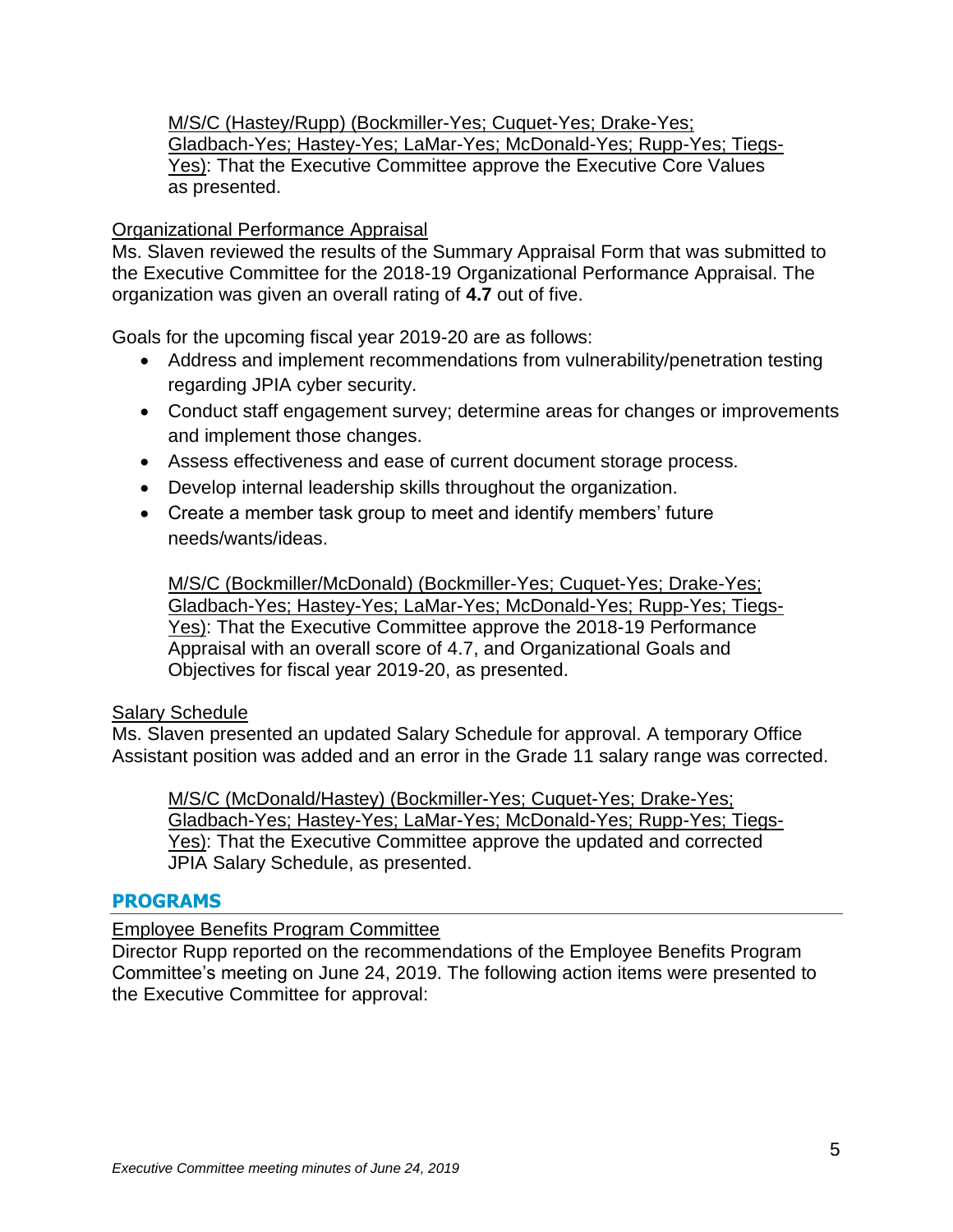M/S/C (Hastey/Rupp) (Bockmiller-Yes; Cuquet-Yes; Drake-Yes; Gladbach-Yes; Hastey-Yes; LaMar-Yes; McDonald-Yes; Rupp-Yes; Tiegs-Yes): That the Executive Committee approve the Executive Core Values as presented.

Organizational Performance Appraisal

Ms. Slaven reviewed the results of the Summary Appraisal Form that was submitted to the Executive Committee for the 2018-19 Organizational Performance Appraisal. The organization was given an overall rating of **4.7** out of five.

Goals for the upcoming fiscal year 2019-20 are as follows:

- Address and implement recommendations from vulnerability/penetration testing regarding JPIA cyber security.
- Conduct staff engagement survey; determine areas for changes or improvements and implement those changes.
- Assess effectiveness and ease of current document storage process.
- Develop internal leadership skills throughout the organization.
- Create a member task group to meet and identify members' future needs/wants/ideas.

M/S/C (Bockmiller/McDonald) (Bockmiller-Yes; Cuquet-Yes; Drake-Yes; Gladbach-Yes; Hastey-Yes; LaMar-Yes; McDonald-Yes; Rupp-Yes; Tiegs-Yes): That the Executive Committee approve the 2018-19 Performance Appraisal with an overall score of 4.7, and Organizational Goals and Objectives for fiscal year 2019-20, as presented.

Salary Schedule

Ms. Slaven presented an updated Salary Schedule for approval. A temporary Office Assistant position was added and an error in the Grade 11 salary range was corrected.

M/S/C (McDonald/Hastey) (Bockmiller-Yes; Cuquet-Yes; Drake-Yes; Gladbach-Yes; Hastey-Yes; LaMar-Yes; McDonald-Yes; Rupp-Yes; Tiegs-Yes): That the Executive Committee approve the updated and corrected JPIA Salary Schedule, as presented.

## PROGRAMS

Employee Benefits Program Committee

Director Rupp reported on the recommendations of the Employee Benefits Program Committee's meeting on June 24, 2019. The following action items were presented to the Executive Committee for approval: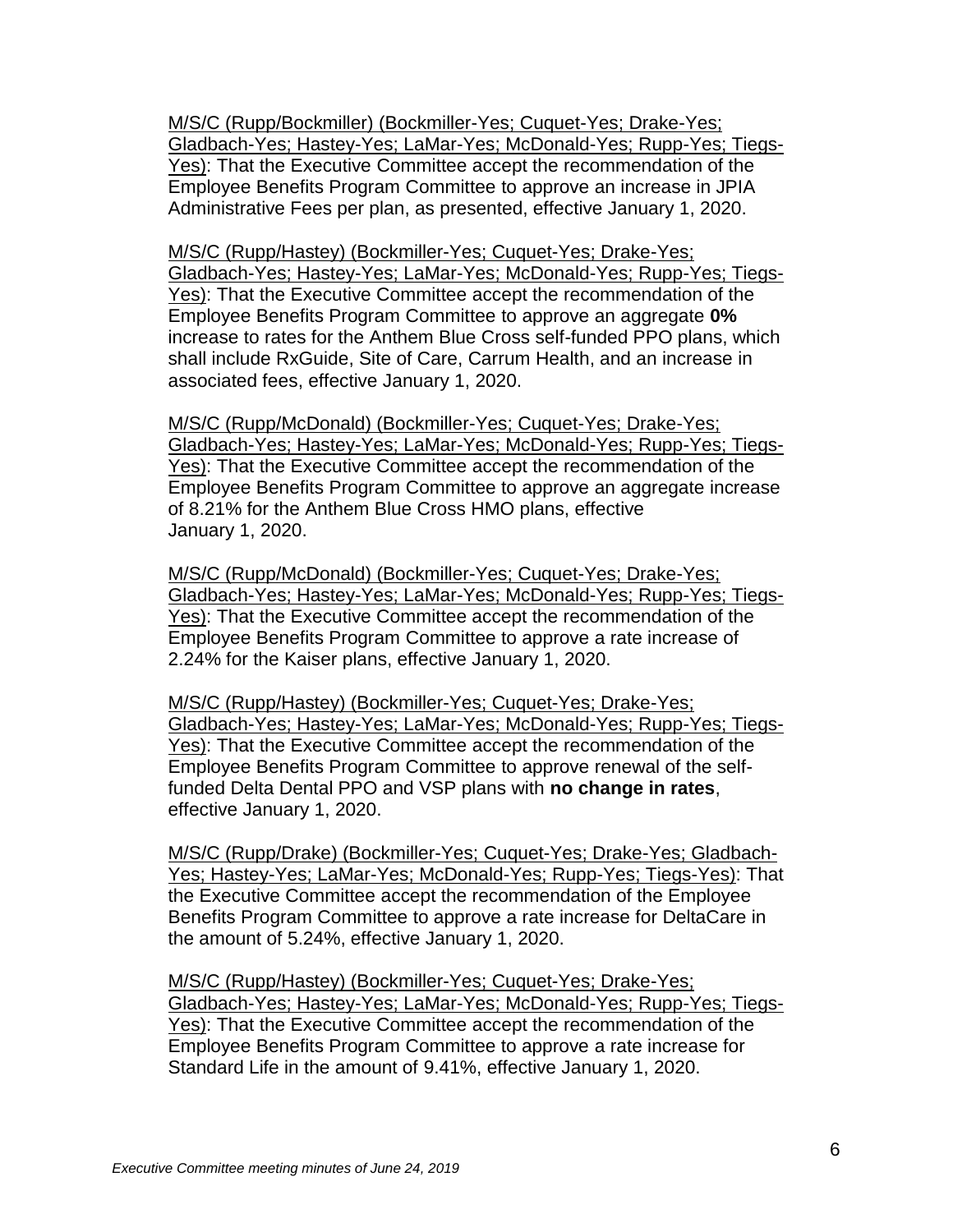M/S/C (Rupp/Bockmiller) (Bockmiller-Yes; Cuquet-Yes; Drake-Yes; Gladbach-Yes; Hastey-Yes; LaMar-Yes; McDonald-Yes; Rupp-Yes; Tiegs-Yes): That the Executive Committee accept the recommendation of the Employee Benefits Program Committee to approve an increase in JPIA Administrative Fees per plan, as presented, effective January 1, 2020.

M/S/C (Rupp/Hastey) (Bockmiller-Yes; Cuquet-Yes; Drake-Yes; Gladbach-Yes; Hastey-Yes; LaMar-Yes; McDonald-Yes; Rupp-Yes; Tiegs-Yes): That the Executive Committee accept the recommendation of the Employee Benefits Program Committee to approve an aggregate **0%** increase to rates for the Anthem Blue Cross self-funded PPO plans, which shall include RxGuide, Site of Care, Carrum Health, and an increase in associated fees, effective January 1, 2020.

M/S/C (Rupp/McDonald) (Bockmiller-Yes; Cuquet-Yes; Drake-Yes; Gladbach-Yes; Hastey-Yes; LaMar-Yes; McDonald-Yes; Rupp-Yes; Tiegs-Yes): That the Executive Committee accept the recommendation of the Employee Benefits Program Committee to approve an aggregate increase of 8.21% for the Anthem Blue Cross HMO plans, effective January 1, 2020.

M/S/C (Rupp/McDonald) (Bockmiller-Yes; Cuquet-Yes; Drake-Yes; Gladbach-Yes; Hastey-Yes; LaMar-Yes; McDonald-Yes; Rupp-Yes; Tiegs-Yes): That the Executive Committee accept the recommendation of the Employee Benefits Program Committee to approve a rate increase of 2.24% for the Kaiser plans, effective January 1, 2020.

M/S/C (Rupp/Hastey) (Bockmiller-Yes; Cuquet-Yes; Drake-Yes; Gladbach-Yes; Hastey-Yes; LaMar-Yes; McDonald-Yes; Rupp-Yes; Tiegs-Yes): That the Executive Committee accept the recommendation of the Employee Benefits Program Committee to approve renewal of the self-funded Delta Dental PPO and VSP plans with **no change in rates**, effective January 1, 2020.

M/S/C (Rupp/Drake) (Bockmiller-Yes; Cuquet-Yes; Drake-Yes; Gladbach-Yes; Hastey-Yes; LaMar-Yes; McDonald-Yes; Rupp-Yes; Tiegs-Yes): That the Executive Committee accept the recommendation of the Employee Benefits Program Committee to approve a rate increase for DeltaCare in the amount of 5.24%, effective January 1, 2020.

M/S/C (Rupp/Hastey) (Bockmiller-Yes; Cuquet-Yes; Drake-Yes; Gladbach-Yes; Hastey-Yes; LaMar-Yes; McDonald-Yes; Rupp-Yes; Tiegs-Yes): That the Executive Committee accept the recommendation of the Employee Benefits Program Committee to approve a rate increase for Standard Life in the amount of 9.41%, effective January 1, 2020.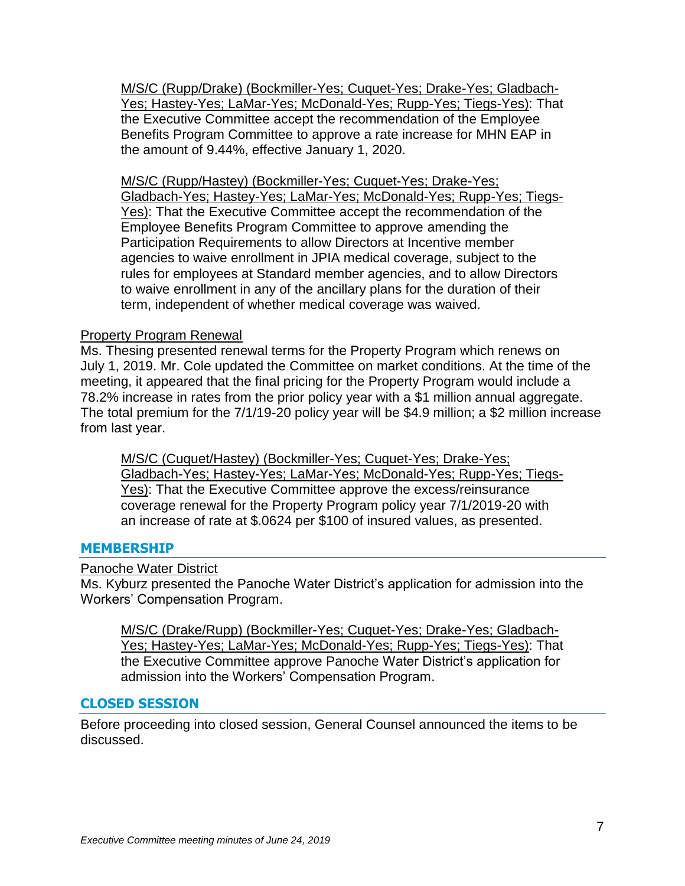M/S/C (Rupp/Drake) (Bockmiller-Yes; Cuquet-Yes; Drake-Yes; Gladbach-Yes; Hastey-Yes; LaMar-Yes; McDonald-Yes; Rupp-Yes; Tiegs-Yes): That the Executive Committee accept the recommendation of the Employee Benefits Program Committee to approve a rate increase for MHN EAP in the amount of 9.44%, effective January 1, 2020.

M/S/C (Rupp/Hastey) (Bockmiller-Yes; Cuquet-Yes; Drake-Yes; Gladbach-Yes; Hastey-Yes; LaMar-Yes; McDonald-Yes; Rupp-Yes; Tiegs-Yes): That the Executive Committee accept the recommendation of the Employee Benefits Program Committee to approve amending the Participation Requirements to allow Directors at Incentive member agencies to waive enrollment in JPIA medical coverage, subject to the rules for employees at Standard member agencies, and to allow Directors to waive enrollment in any of the ancillary plans for the duration of their term, independent of whether medical coverage was waived.

Property Program Renewal

Ms. Thesing presented renewal terms for the Property Program which renews on July 1, 2019. Mr. Cole updated the Committee on market conditions. At the time of the meeting, it appeared that the final pricing for the Property Program would include a 78.2% increase in rates from the prior policy year with a $1 million annual aggregate. The total premium for the 7/1/19-20 policy year will be $4.9 million; a $2 million increase from last year.

M/S/C (Cuquet/Hastey) (Bockmiller-Yes; Cuquet-Yes; Drake-Yes; Gladbach-Yes; Hastey-Yes; LaMar-Yes; McDonald-Yes; Rupp-Yes; Tiegs-Yes): That the Executive Committee approve the excess/reinsurance coverage renewal for the Property Program policy year 7/1/2019-20 with an increase of rate at $.0624 per $100 of insured values, as presented.

## MEMBERSHIP

Panoche Water District

Ms. Kyburz presented the Panoche Water District's application for admission into the Workers' Compensation Program.

M/S/C (Drake/Rupp) (Bockmiller-Yes; Cuquet-Yes; Drake-Yes; Gladbach-Yes; Hastey-Yes; LaMar-Yes; McDonald-Yes; Rupp-Yes; Tiegs-Yes): That the Executive Committee approve Panoche Water District's application for admission into the Workers' Compensation Program.

## CLOSED SESSION

Before proceeding into closed session, General Counsel announced the items to be discussed.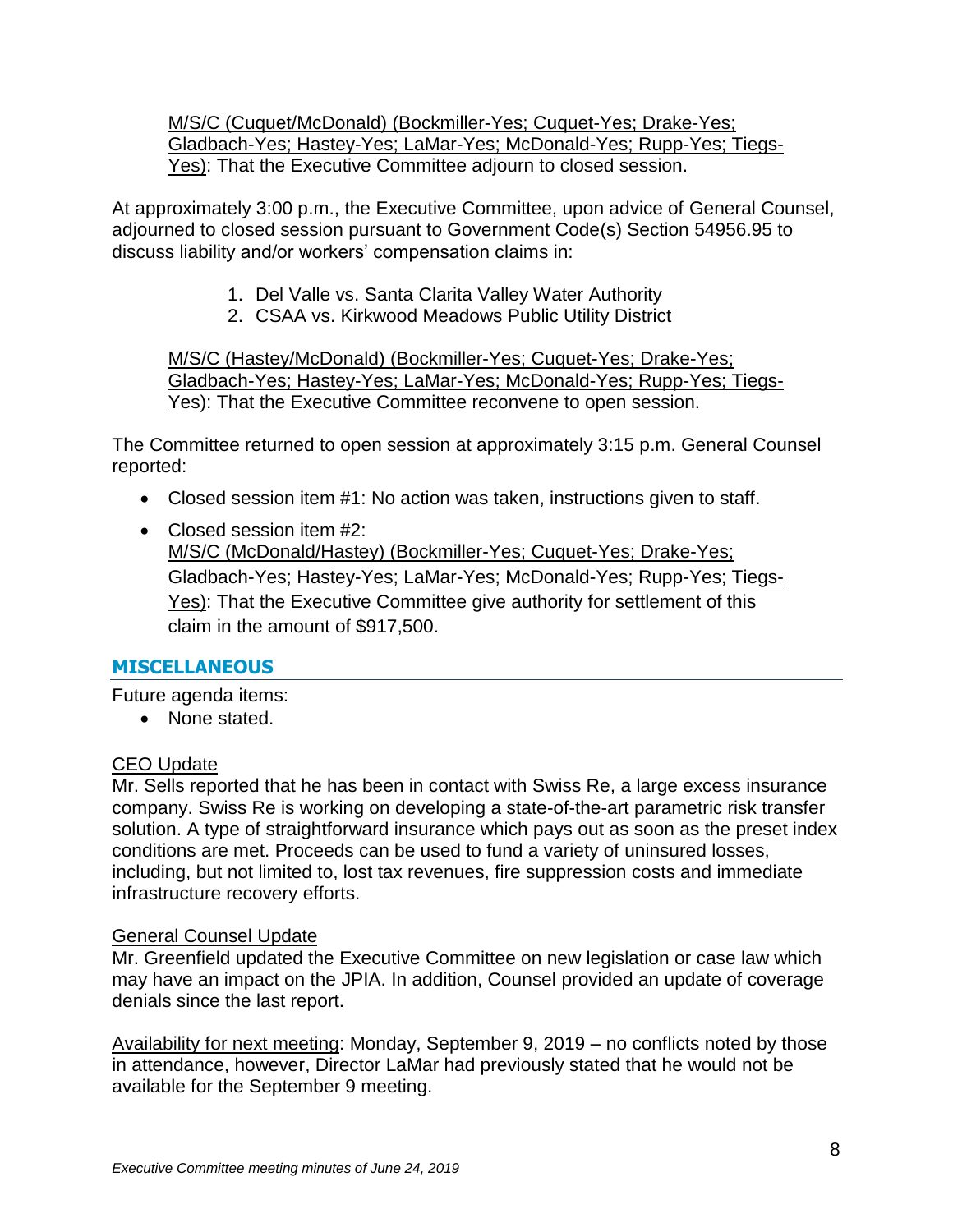M/S/C (Cuquet/McDonald) (Bockmiller-Yes; Cuquet-Yes; Drake-Yes; Gladbach-Yes; Hastey-Yes; LaMar-Yes; McDonald-Yes; Rupp-Yes; Tiegs-Yes): That the Executive Committee adjourn to closed session.

At approximately 3:00 p.m., the Executive Committee, upon advice of General Counsel, adjourned to closed session pursuant to Government Code(s) Section 54956.95 to discuss liability and/or workers' compensation claims in:

1. Del Valle vs. Santa Clarita Valley Water Authority
2. CSAA vs. Kirkwood Meadows Public Utility District

M/S/C (Hastey/McDonald) (Bockmiller-Yes; Cuquet-Yes; Drake-Yes; Gladbach-Yes; Hastey-Yes; LaMar-Yes; McDonald-Yes; Rupp-Yes; Tiegs-Yes): That the Executive Committee reconvene to open session.

The Committee returned to open session at approximately 3:15 p.m. General Counsel reported:

- Closed session item #1: No action was taken, instructions given to staff.
- Closed session item #2: M/S/C (McDonald/Hastey) (Bockmiller-Yes; Cuquet-Yes; Drake-Yes; Gladbach-Yes; Hastey-Yes; LaMar-Yes; McDonald-Yes; Rupp-Yes; Tiegs-Yes): That the Executive Committee give authority for settlement of this claim in the amount of $917,500.

## MISCELLANEOUS

Future agenda items:

- None stated.

CEO Update

Mr. Sells reported that he has been in contact with Swiss Re, a large excess insurance company. Swiss Re is working on developing a state-of-the-art parametric risk transfer solution. A type of straightforward insurance which pays out as soon as the preset index conditions are met. Proceeds can be used to fund a variety of uninsured losses, including, but not limited to, lost tax revenues, fire suppression costs and immediate infrastructure recovery efforts.

General Counsel Update

Mr. Greenfield updated the Executive Committee on new legislation or case law which may have an impact on the JPIA. In addition, Counsel provided an update of coverage denials since the last report.

Availability for next meeting: Monday, September 9, 2019 – no conflicts noted by those in attendance, however, Director LaMar had previously stated that he would not be available for the September 9 meeting.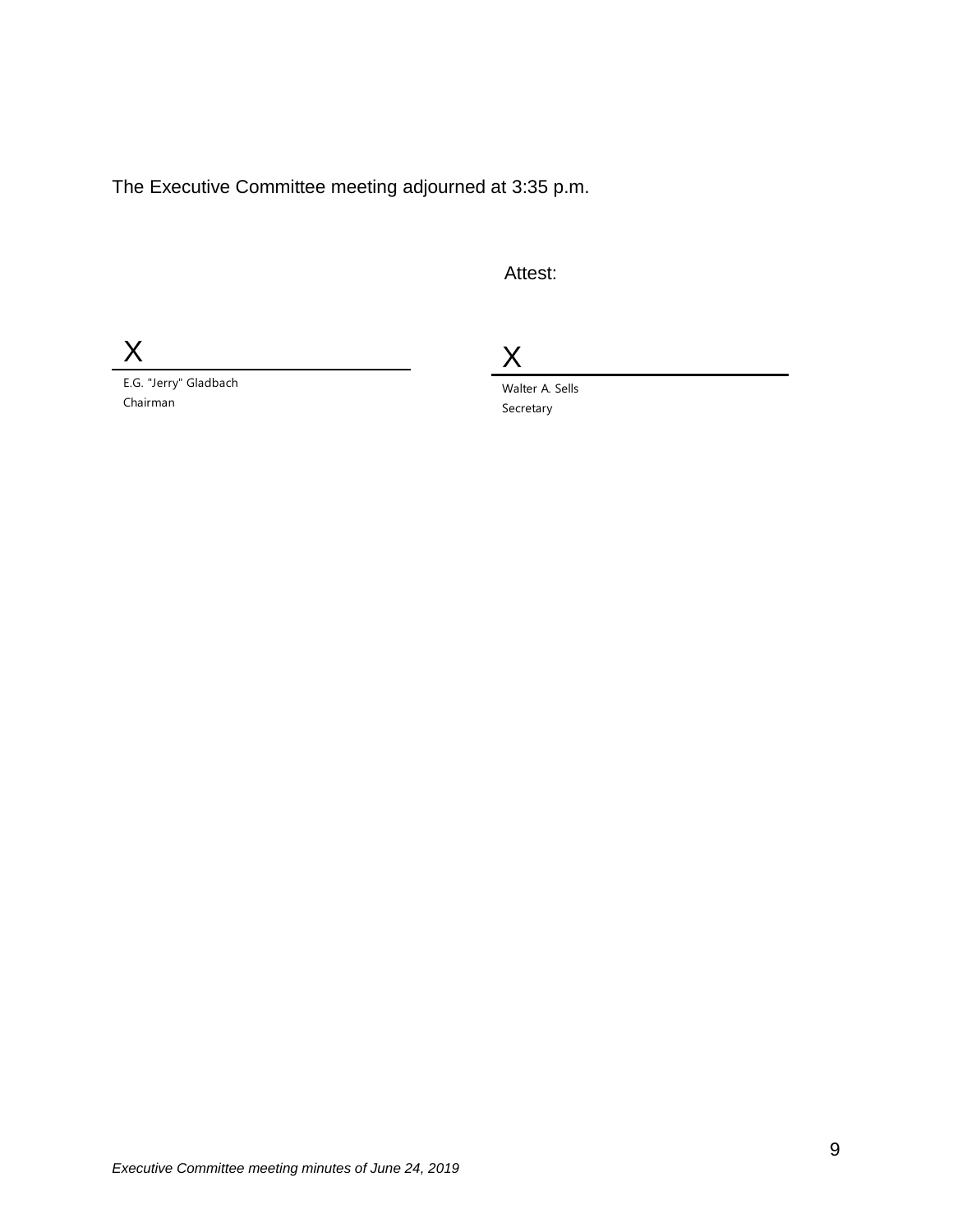The Executive Committee meeting adjourned at 3:35 p.m.

Attest:

| | |
|---|---|
| X ______________________________ | X ______________________________ |
| E.G. "Jerry" Gladbach | Walter A. Sells |
| Chairman | Secretary |

*Executive Committee meeting minutes of June 24, 2019*